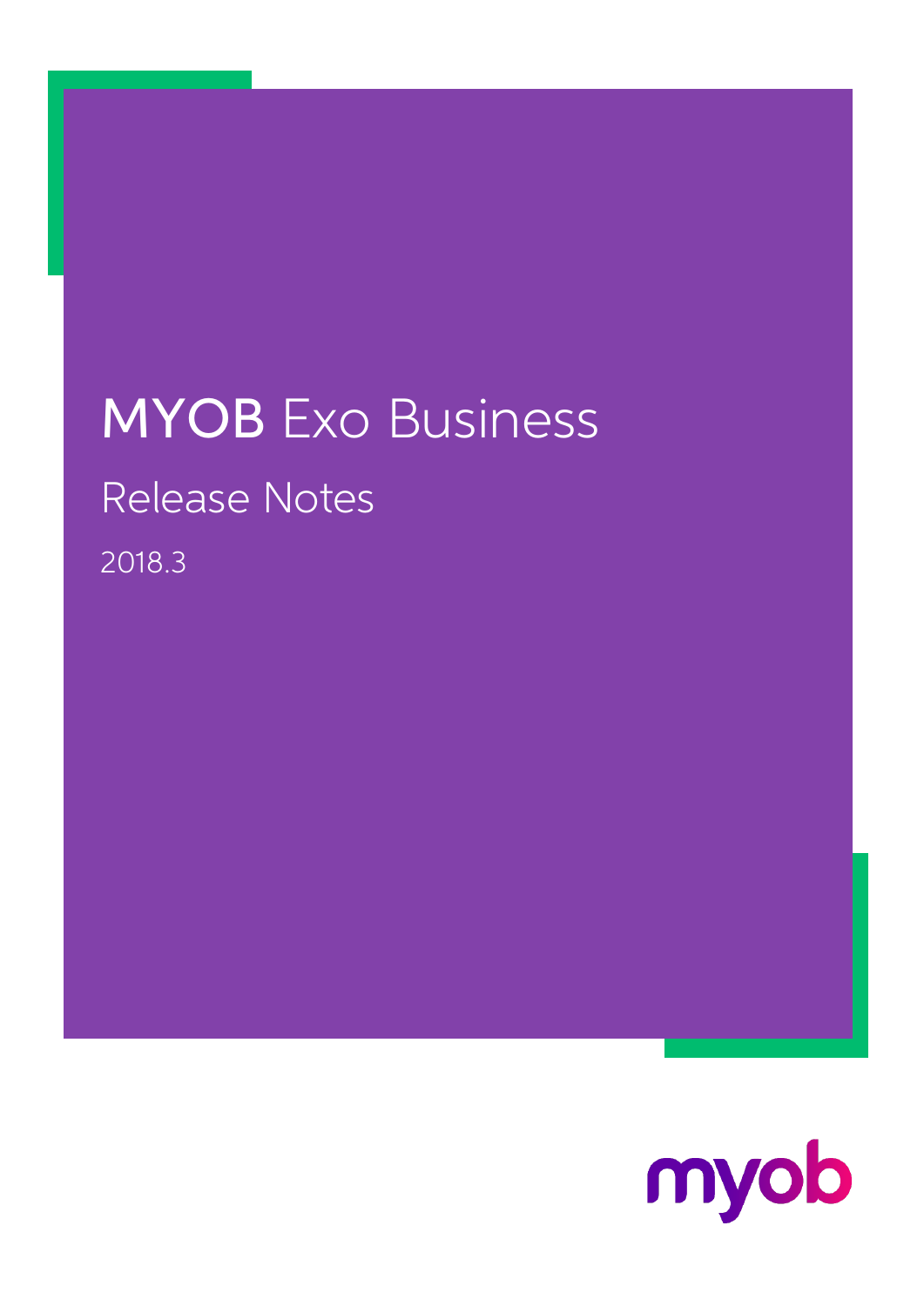# MYOB Exo Business

## Release Notes

2018.3

myob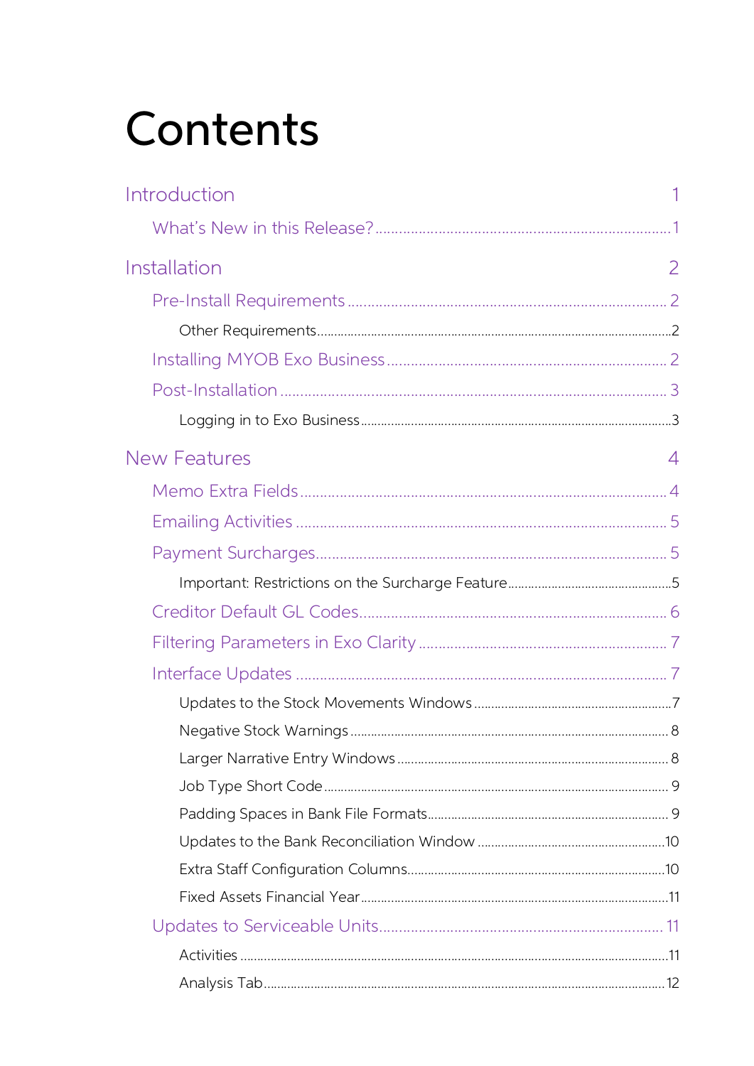# Contents

- [Introduction](#) 1
  - What's New in this Release? 1
- Installation 2
  - Pre-Install Requirements 2
    - Other Requirements 2
  - Installing MYOB Exo Business 2
  - Post-Installation 3
    - Logging in to Exo Business 3
- New Features 4
  - Memo Extra Fields 4
  - Emailing Activities 5
  - Payment Surcharges 5
    - Important: Restrictions on the Surcharge Feature 5
  - Creditor Default GL Codes 6
  - Filtering Parameters in Exo Clarity 7
  - Interface Updates 7
    - Updates to the Stock Movements Windows 7
    - Negative Stock Warnings 8
    - Larger Narrative Entry Windows 8
    - Job Type Short Code 9
    - Padding Spaces in Bank File Formats 9
    - Updates to the Bank Reconciliation Window 10
    - Extra Staff Configuration Columns 10
    - Fixed Assets Financial Year 11
  - Updates to Serviceable Units 11
    - Activities 11
    - Analysis Tab 12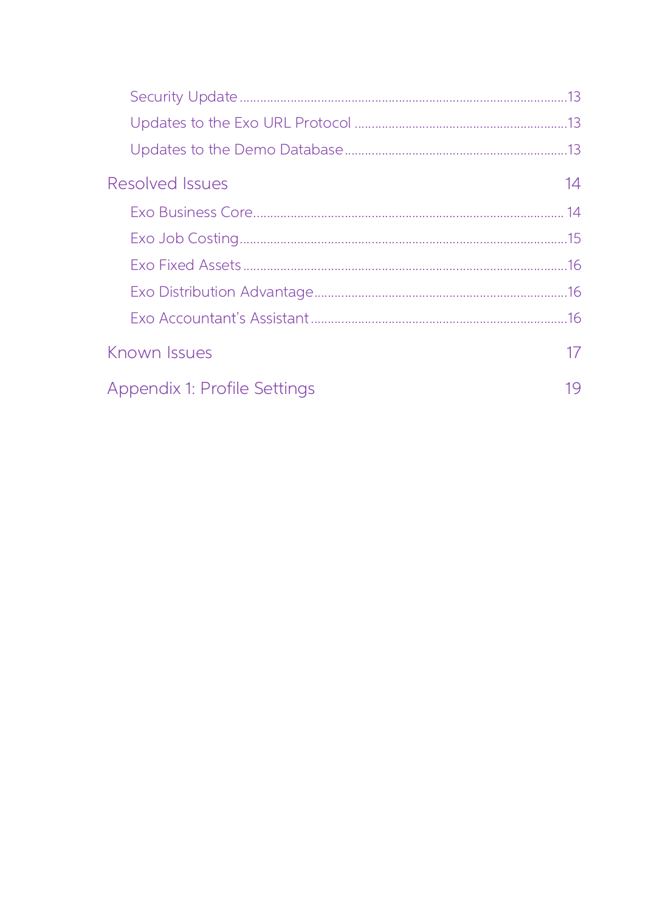Security Update ....................................................................................13

Updates to the Exo URL Protocol ...............................................................13

Updates to the Demo Database ..................................................................13

Resolved Issues 14

Exo Business Core ...................................................................................14

Exo Job Costing ........................................................................................15

Exo Fixed Assets .......................................................................................16

Exo Distribution Advantage .......................................................................16

Exo Accountant's Assistant .........................................................................16

Known Issues 17

Appendix 1: Profile Settings 19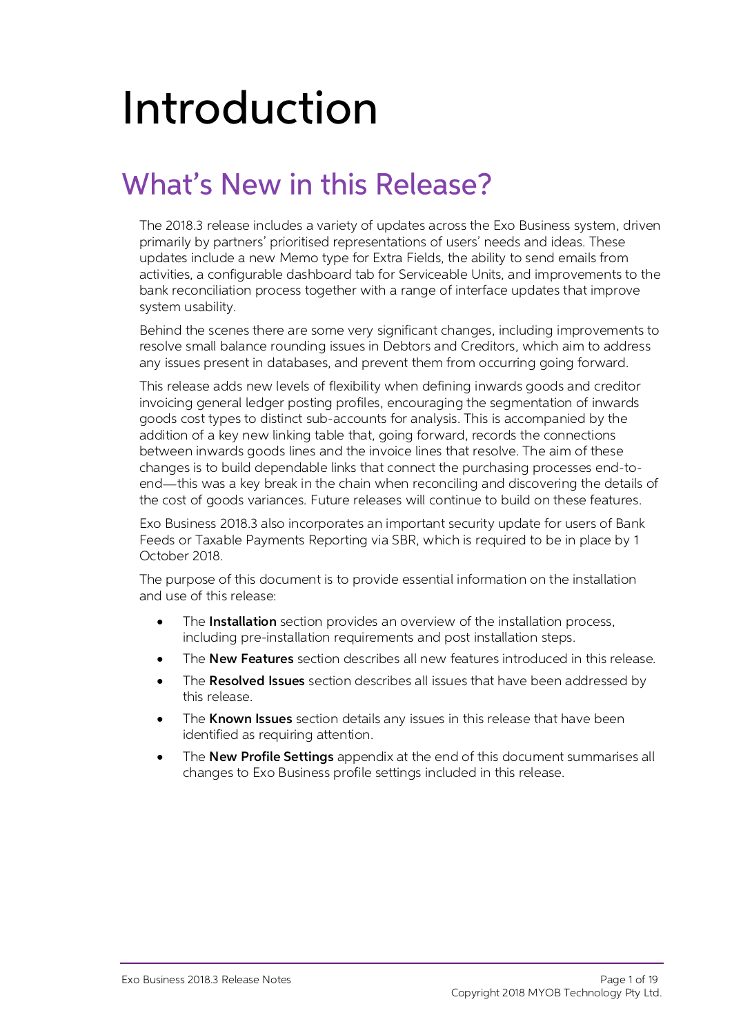# Introduction

## What's New in this Release?

The 2018.3 release includes a variety of updates across the Exo Business system, driven primarily by partners' prioritised representations of users' needs and ideas. These updates include a new Memo type for Extra Fields, the ability to send emails from activities, a configurable dashboard tab for Serviceable Units, and improvements to the bank reconciliation process together with a range of interface updates that improve system usability.

Behind the scenes there are some very significant changes, including improvements to resolve small balance rounding issues in Debtors and Creditors, which aim to address any issues present in databases, and prevent them from occurring going forward.

This release adds new levels of flexibility when defining inwards goods and creditor invoicing general ledger posting profiles, encouraging the segmentation of inwards goods cost types to distinct sub-accounts for analysis. This is accompanied by the addition of a key new linking table that, going forward, records the connections between inwards goods lines and the invoice lines that resolve. The aim of these changes is to build dependable links that connect the purchasing processes end-to-end—this was a key break in the chain when reconciling and discovering the details of the cost of goods variances. Future releases will continue to build on these features.

Exo Business 2018.3 also incorporates an important security update for users of Bank Feeds or Taxable Payments Reporting via SBR, which is required to be in place by 1 October 2018.

The purpose of this document is to provide essential information on the installation and use of this release:

- The **Installation** section provides an overview of the installation process, including pre-installation requirements and post installation steps.
- The **New Features** section describes all new features introduced in this release.
- The **Resolved Issues** section describes all issues that have been addressed by this release.
- The **Known Issues** section details any issues in this release that have been identified as requiring attention.
- The **New Profile Settings** appendix at the end of this document summarises all changes to Exo Business profile settings included in this release.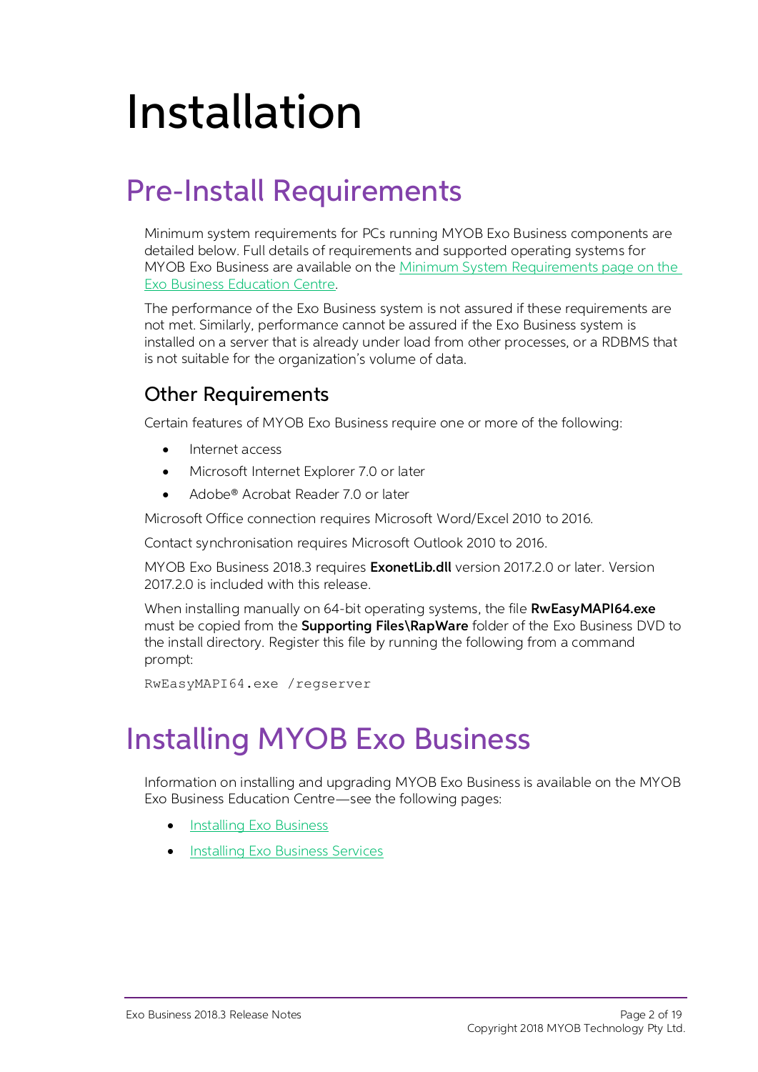# Installation

## Pre-Install Requirements

Minimum system requirements for PCs running MYOB Exo Business components are detailed below. Full details of requirements and supported operating systems for MYOB Exo Business are available on the Minimum System Requirements page on the Exo Business Education Centre.

The performance of the Exo Business system is not assured if these requirements are not met. Similarly, performance cannot be assured if the Exo Business system is installed on a server that is already under load from other processes, or a RDBMS that is not suitable for the organization's volume of data.

### Other Requirements

Certain features of MYOB Exo Business require one or more of the following:

- Internet access
- Microsoft Internet Explorer 7.0 or later
- Adobe® Acrobat Reader 7.0 or later

Microsoft Office connection requires Microsoft Word/Excel 2010 to 2016.

Contact synchronisation requires Microsoft Outlook 2010 to 2016.

MYOB Exo Business 2018.3 requires **ExonetLib.dll** version 2017.2.0 or later. Version 2017.2.0 is included with this release.

When installing manually on 64-bit operating systems, the file **RwEasyMAPI64.exe** must be copied from the **Supporting Files\RapWare** folder of the Exo Business DVD to the install directory. Register this file by running the following from a command prompt:

```
RwEasyMAPI64.exe /regserver
```

## Installing MYOB Exo Business

Information on installing and upgrading MYOB Exo Business is available on the MYOB Exo Business Education Centre—see the following pages:

- Installing Exo Business
- Installing Exo Business Services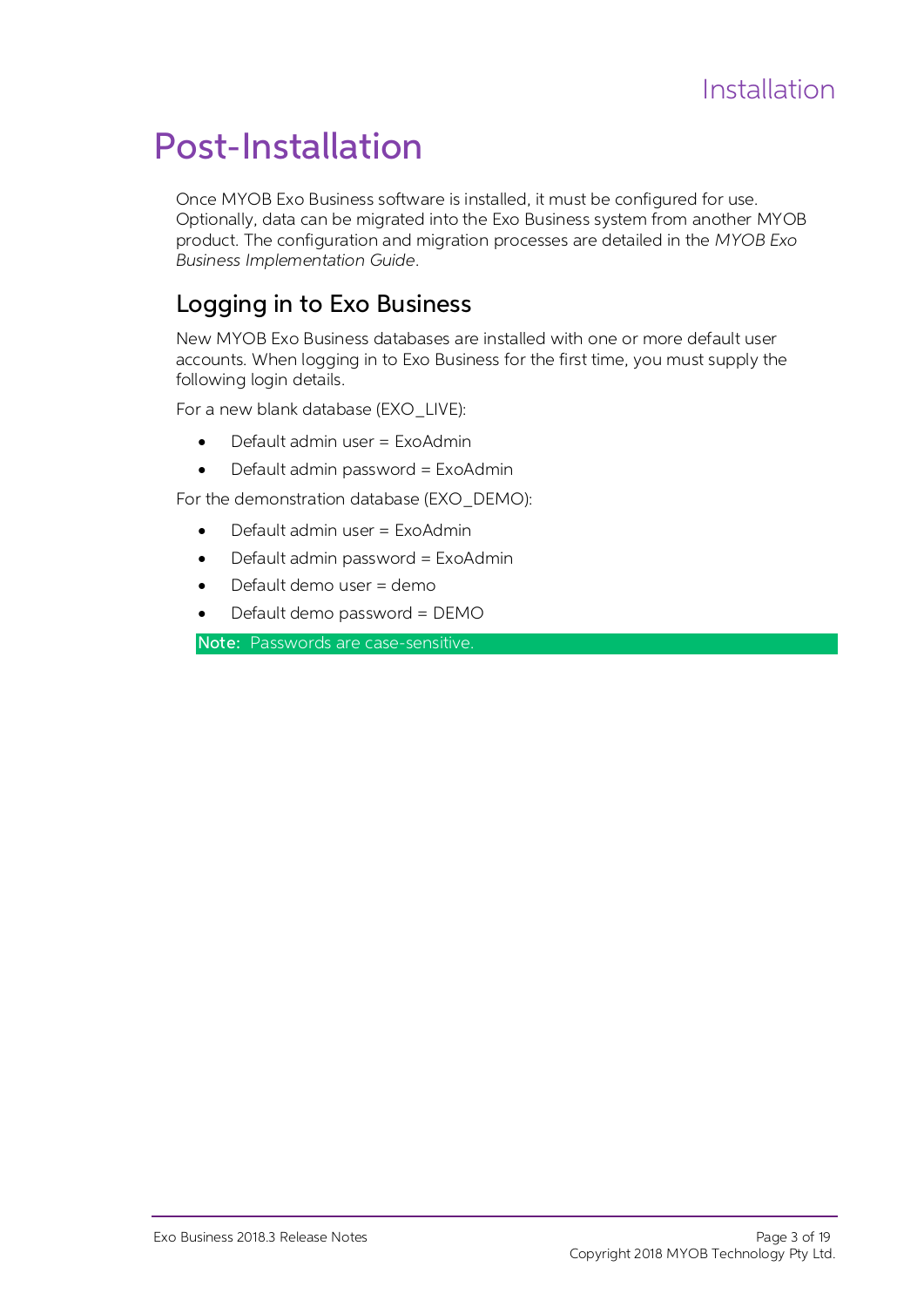# Post-Installation

Once MYOB Exo Business software is installed, it must be configured for use. Optionally, data can be migrated into the Exo Business system from another MYOB product. The configuration and migration processes are detailed in the *MYOB Exo Business Implementation Guide*.

## Logging in to Exo Business

New MYOB Exo Business databases are installed with one or more default user accounts. When logging in to Exo Business for the first time, you must supply the following login details.

For a new blank database (EXO_LIVE):

- Default admin user = ExoAdmin
- Default admin password = ExoAdmin

For the demonstration database (EXO_DEMO):

- Default admin user = ExoAdmin
- Default admin password = ExoAdmin
- Default demo user = demo
- Default demo password = DEMO

**Note:** Passwords are case-sensitive.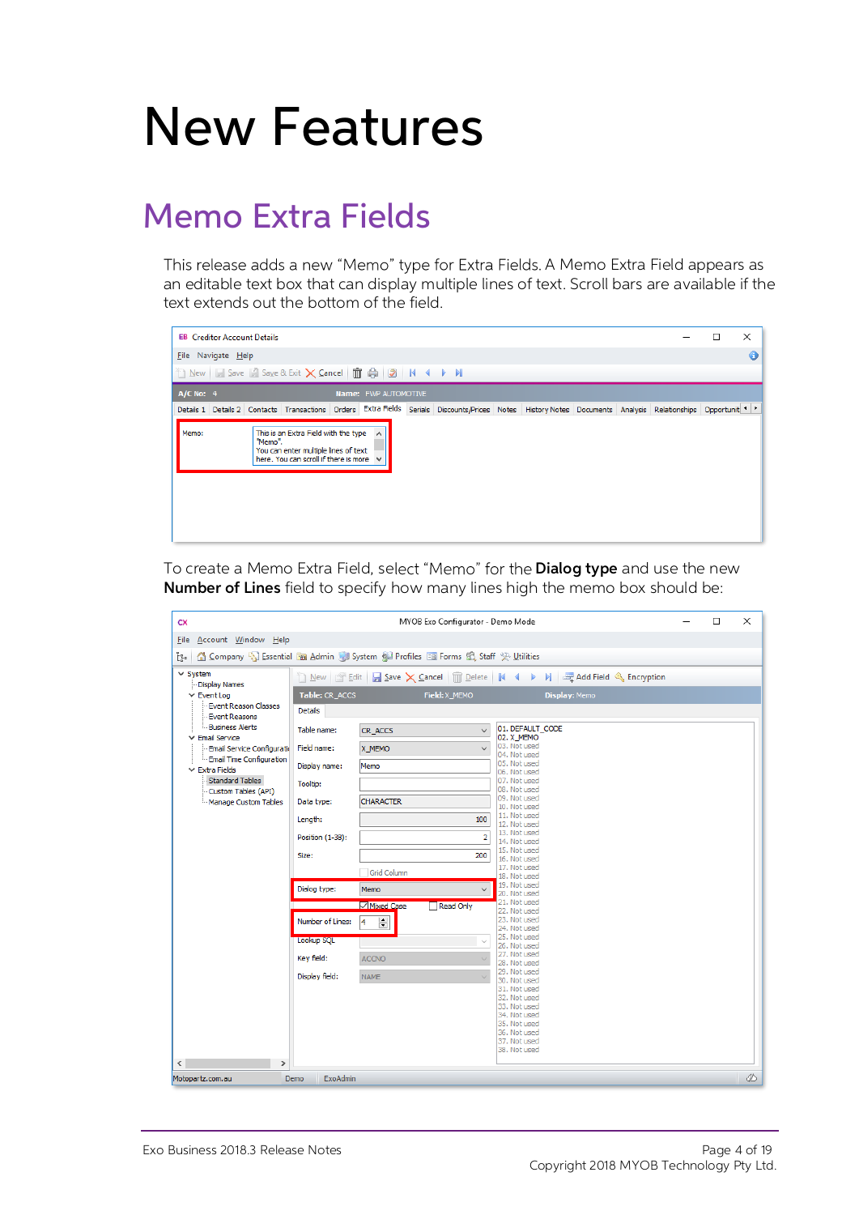# New Features

## Memo Extra Fields

This release adds a new "Memo" type for Extra Fields. A Memo Extra Field appears as an editable text box that can display multiple lines of text. Scroll bars are available if the text extends out the bottom of the field.

To create a Memo Extra Field, select "Memo" for the **Dialog type** and use the new **Number of Lines** field to specify how many lines high the memo box should be: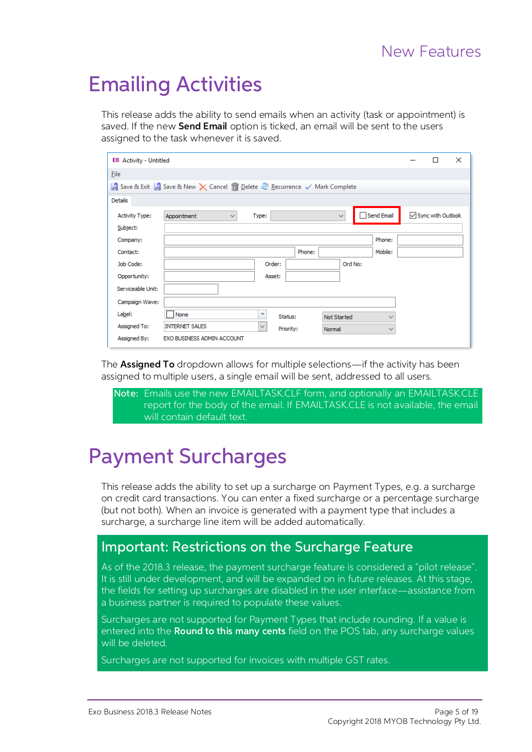# Emailing Activities

This release adds the ability to send emails when an activity (task or appointment) is saved. If the new **Send Email** option is ticked, an email will be sent to the users assigned to the task whenever it is saved.

The **Assigned To** dropdown allows for multiple selections—if the activity has been assigned to multiple users, a single email will be sent, addressed to all users.

**Note:** Emails use the new EMAILTASK.CLF form, and optionally an EMAILTASK.CLE report for the body of the email. If EMAILTASK.CLE is not available, the email will contain default text.

# Payment Surcharges

This release adds the ability to set up a surcharge on Payment Types, e.g. a surcharge on credit card transactions. You can enter a fixed surcharge or a percentage surcharge (but not both). When an invoice is generated with a payment type that includes a surcharge, a surcharge line item will be added automatically.

## Important: Restrictions on the Surcharge Feature

As of the 2018.3 release, the payment surcharge feature is considered a "pilot release". It is still under development, and will be expanded on in future releases. At this stage, the fields for setting up surcharges are disabled in the user interface—assistance from a business partner is required to populate these values.

Surcharges are not supported for Payment Types that include rounding. If a value is entered into the **Round to this many cents** field on the POS tab, any surcharge values will be deleted.

Surcharges are not supported for invoices with multiple GST rates.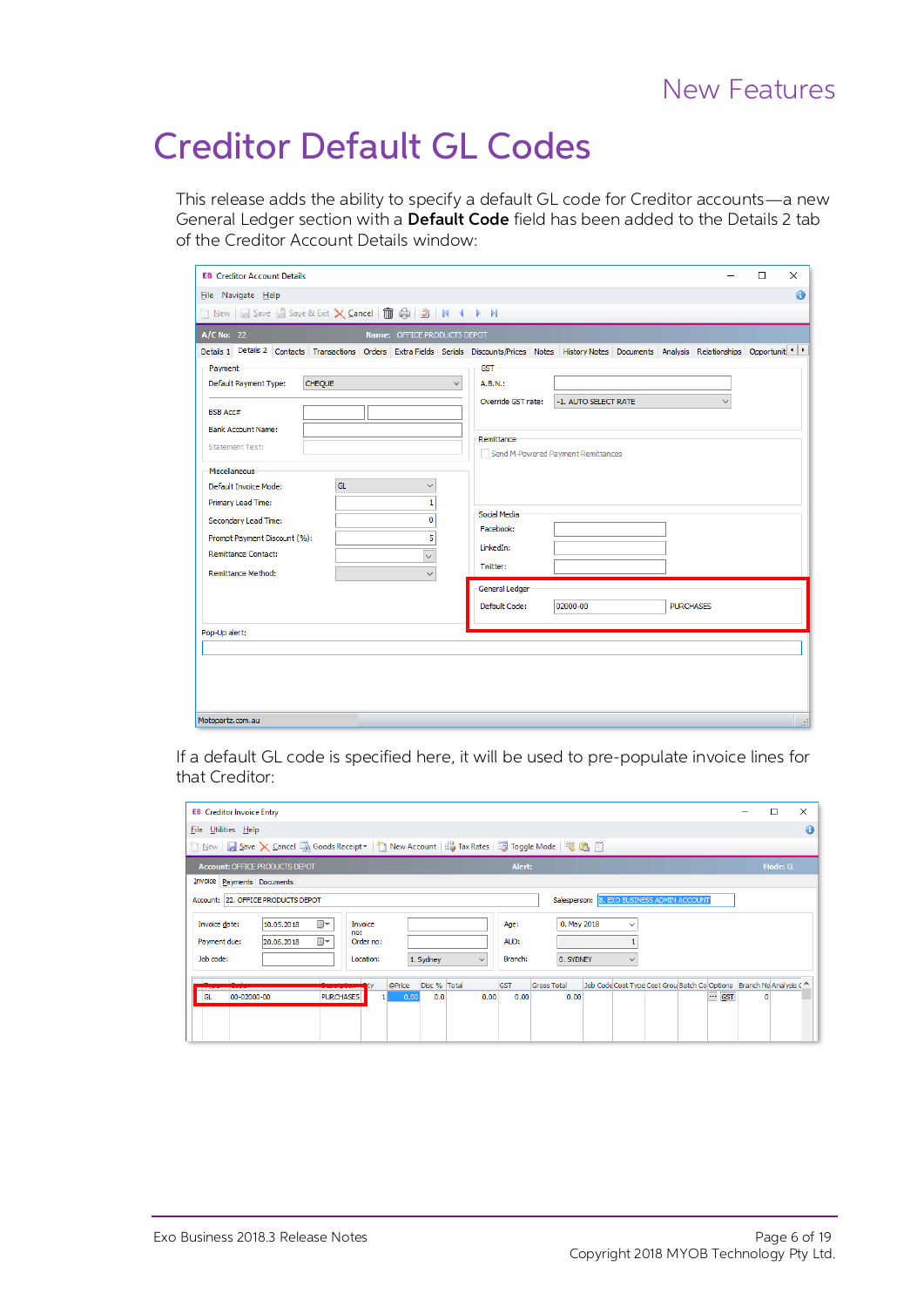# Creditor Default GL Codes

This release adds the ability to specify a default GL code for Creditor accounts—a new General Ledger section with a **Default Code** field has been added to the Details 2 tab of the Creditor Account Details window:

If a default GL code is specified here, it will be used to pre-populate invoice lines for that Creditor: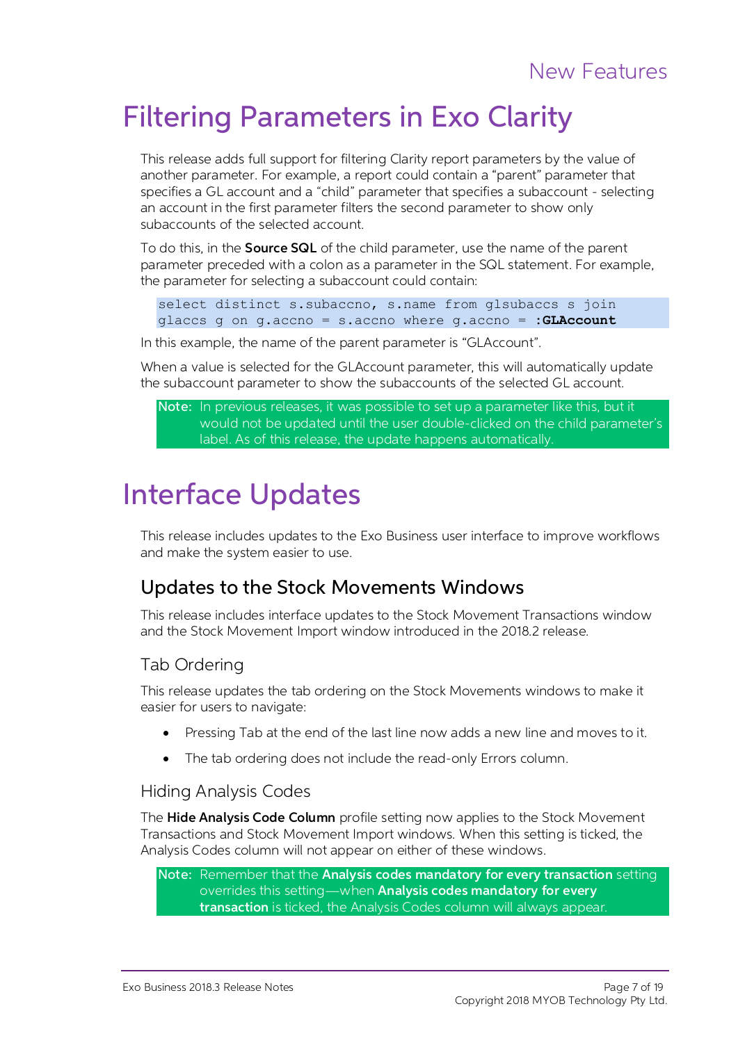# Filtering Parameters in Exo Clarity

This release adds full support for filtering Clarity report parameters by the value of another parameter. For example, a report could contain a "parent" parameter that specifies a GL account and a "child" parameter that specifies a subaccount - selecting an account in the first parameter filters the second parameter to show only subaccounts of the selected account.

To do this, in the **Source SQL** of the child parameter, use the name of the parent parameter preceded with a colon as a parameter in the SQL statement. For example, the parameter for selecting a subaccount could contain:

```
select distinct s.subaccno, s.name from glsubaccs s join
glaccs g on g.accno = s.accno where g.accno = :GLAccount
```

In this example, the name of the parent parameter is "GLAccount".

When a value is selected for the GLAccount parameter, this will automatically update the subaccount parameter to show the subaccounts of the selected GL account.

> **Note:** In previous releases, it was possible to set up a parameter like this, but it would not be updated until the user double-clicked on the child parameter's label. As of this release, the update happens automatically.

# Interface Updates

This release includes updates to the Exo Business user interface to improve workflows and make the system easier to use.

## Updates to the Stock Movements Windows

This release includes interface updates to the Stock Movement Transactions window and the Stock Movement Import window introduced in the 2018.2 release.

### Tab Ordering

This release updates the tab ordering on the Stock Movements windows to make it easier for users to navigate:

- Pressing Tab at the end of the last line now adds a new line and moves to it.
- The tab ordering does not include the read-only Errors column.

### Hiding Analysis Codes

The **Hide Analysis Code Column** profile setting now applies to the Stock Movement Transactions and Stock Movement Import windows. When this setting is ticked, the Analysis Codes column will not appear on either of these windows.

> **Note:** Remember that the **Analysis codes mandatory for every transaction** setting overrides this setting—when **Analysis codes mandatory for every transaction** is ticked, the Analysis Codes column will always appear.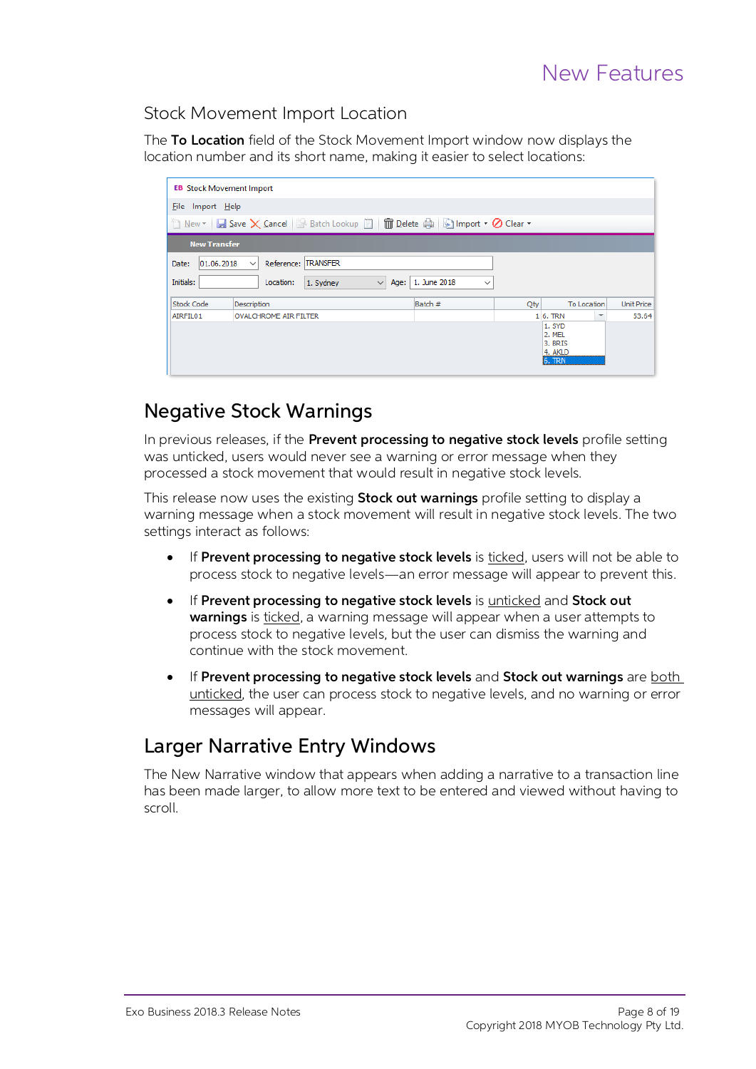## Stock Movement Import Location

The **To Location** field of the Stock Movement Import window now displays the location number and its short name, making it easier to select locations:

# Negative Stock Warnings

In previous releases, if the **Prevent processing to negative stock levels** profile setting was unticked, users would never see a warning or error message when they processed a stock movement that would result in negative stock levels.

This release now uses the existing **Stock out warnings** profile setting to display a warning message when a stock movement will result in negative stock levels. The two settings interact as follows:

- If **Prevent processing to negative stock levels** is ticked, users will not be able to process stock to negative levels—an error message will appear to prevent this.
- If **Prevent processing to negative stock levels** is unticked and **Stock out warnings** is ticked, a warning message will appear when a user attempts to process stock to negative levels, but the user can dismiss the warning and continue with the stock movement.
- If **Prevent processing to negative stock levels** and **Stock out warnings** are both unticked, the user can process stock to negative levels, and no warning or error messages will appear.

# Larger Narrative Entry Windows

The New Narrative window that appears when adding a narrative to a transaction line has been made larger, to allow more text to be entered and viewed without having to scroll.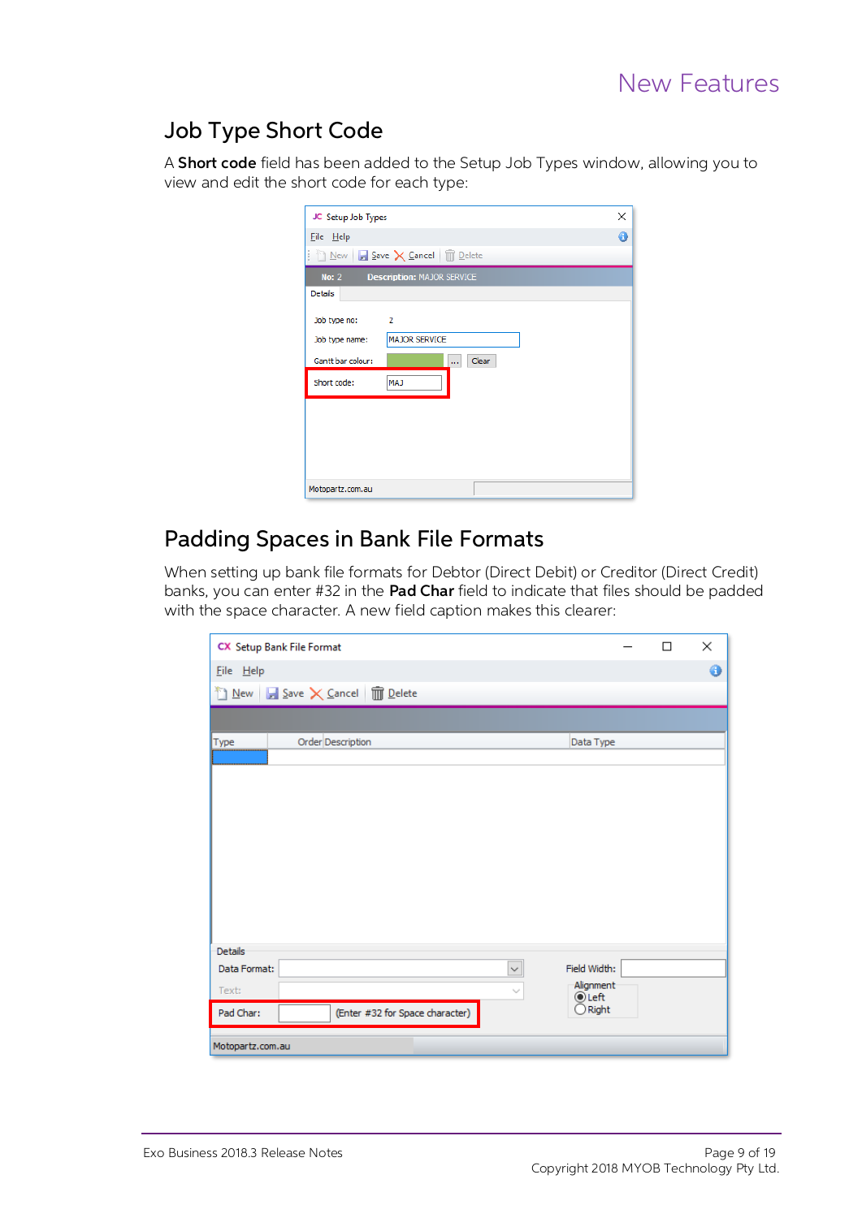## Job Type Short Code

A **Short code** field has been added to the Setup Job Types window, allowing you to view and edit the short code for each type:

## Padding Spaces in Bank File Formats

When setting up bank file formats for Debtor (Direct Debit) or Creditor (Direct Credit) banks, you can enter #32 in the **Pad Char** field to indicate that files should be padded with the space character. A new field caption makes this clearer: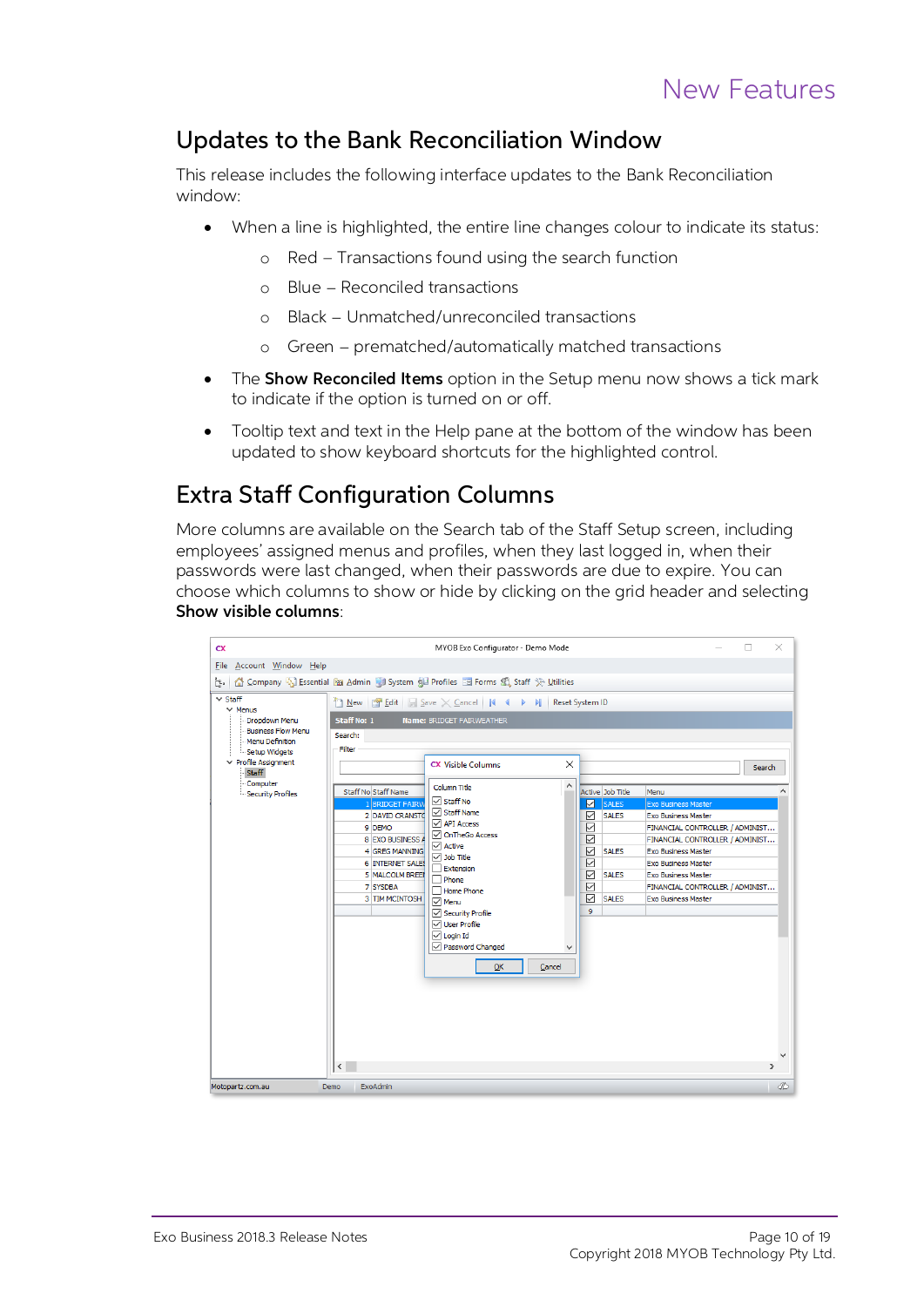## Updates to the Bank Reconciliation Window

This release includes the following interface updates to the Bank Reconciliation window:

- When a line is highlighted, the entire line changes colour to indicate its status:
  - Red – Transactions found using the search function
  - Blue – Reconciled transactions
  - Black – Unmatched/unreconciled transactions
  - Green – prematched/automatically matched transactions
- The **Show Reconciled Items** option in the Setup menu now shows a tick mark to indicate if the option is turned on or off.
- Tooltip text and text in the Help pane at the bottom of the window has been updated to show keyboard shortcuts for the highlighted control.

## Extra Staff Configuration Columns

More columns are available on the Search tab of the Staff Setup screen, including employees' assigned menus and profiles, when they last logged in, when their passwords were last changed, when their passwords are due to expire. You can choose which columns to show or hide by clicking on the grid header and selecting **Show visible columns**: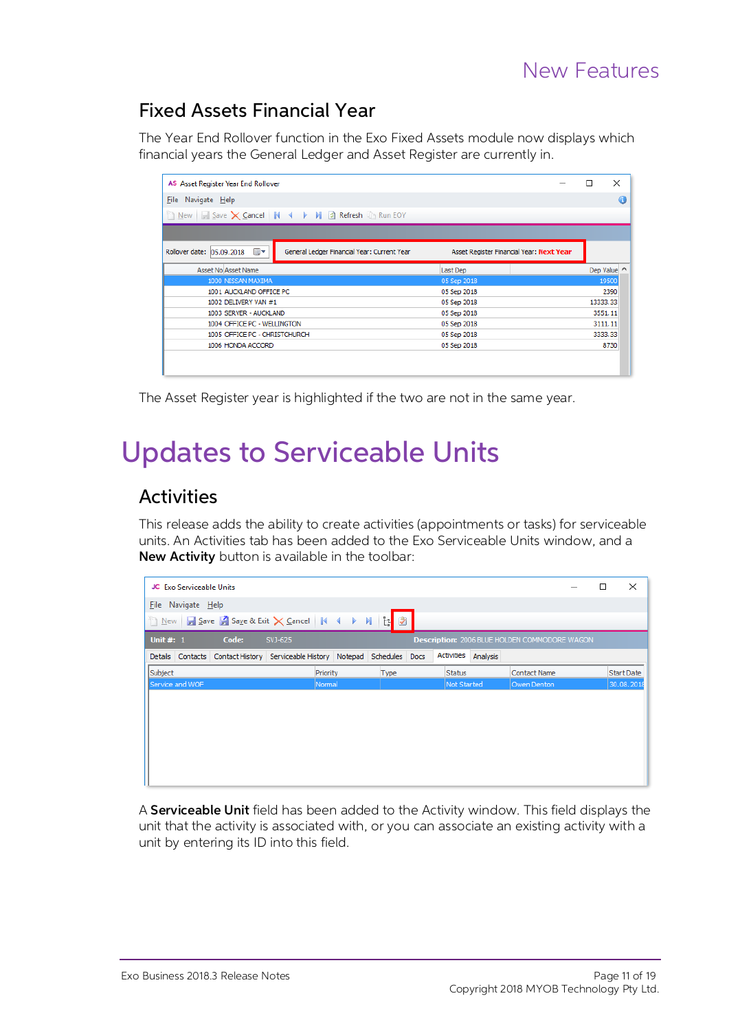## Fixed Assets Financial Year

The Year End Rollover function in the Exo Fixed Assets module now displays which financial years the General Ledger and Asset Register are currently in.

The Asset Register year is highlighted if the two are not in the same year.

# Updates to Serviceable Units

## Activities

This release adds the ability to create activities (appointments or tasks) for serviceable units. An Activities tab has been added to the Exo Serviceable Units window, and a **New Activity** button is available in the toolbar:

A **Serviceable Unit** field has been added to the Activity window. This field displays the unit that the activity is associated with, or you can associate an existing activity with a unit by entering its ID into this field.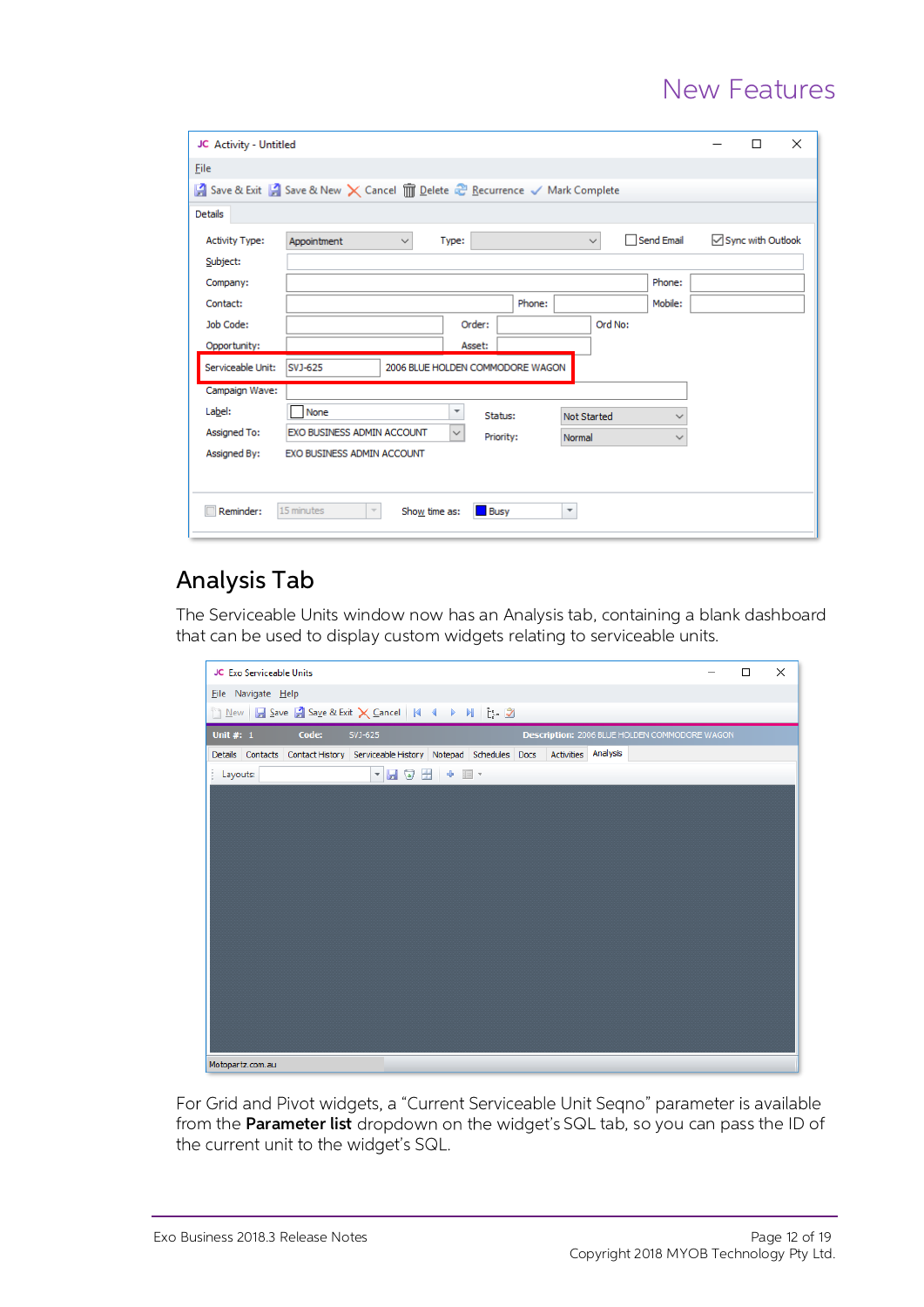## Analysis Tab

The Serviceable Units window now has an Analysis tab, containing a blank dashboard that can be used to display custom widgets relating to serviceable units.

For Grid and Pivot widgets, a “Current Serviceable Unit Seqno” parameter is available from the **Parameter list** dropdown on the widget’s SQL tab, so you can pass the ID of the current unit to the widget’s SQL.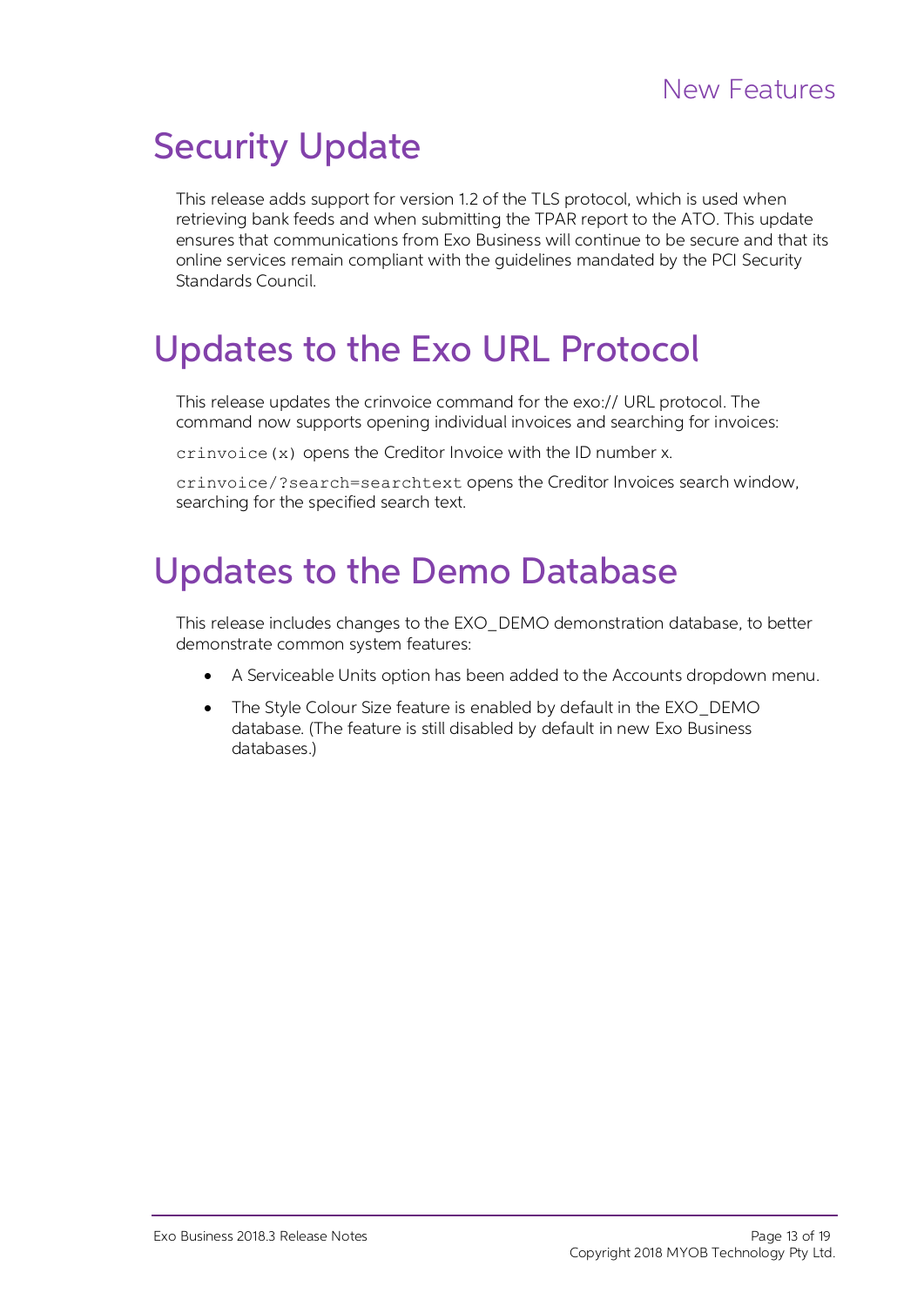# Security Update

This release adds support for version 1.2 of the TLS protocol, which is used when retrieving bank feeds and when submitting the TPAR report to the ATO. This update ensures that communications from Exo Business will continue to be secure and that its online services remain compliant with the guidelines mandated by the PCI Security Standards Council.

# Updates to the Exo URL Protocol

This release updates the crinvoice command for the exo:// URL protocol. The command now supports opening individual invoices and searching for invoices:

`crinvoice(x)` opens the Creditor Invoice with the ID number x.

`crinvoice/?search=searchtext` opens the Creditor Invoices search window, searching for the specified search text.

# Updates to the Demo Database

This release includes changes to the EXO_DEMO demonstration database, to better demonstrate common system features:

- A Serviceable Units option has been added to the Accounts dropdown menu.
- The Style Colour Size feature is enabled by default in the EXO_DEMO database. (The feature is still disabled by default in new Exo Business databases.)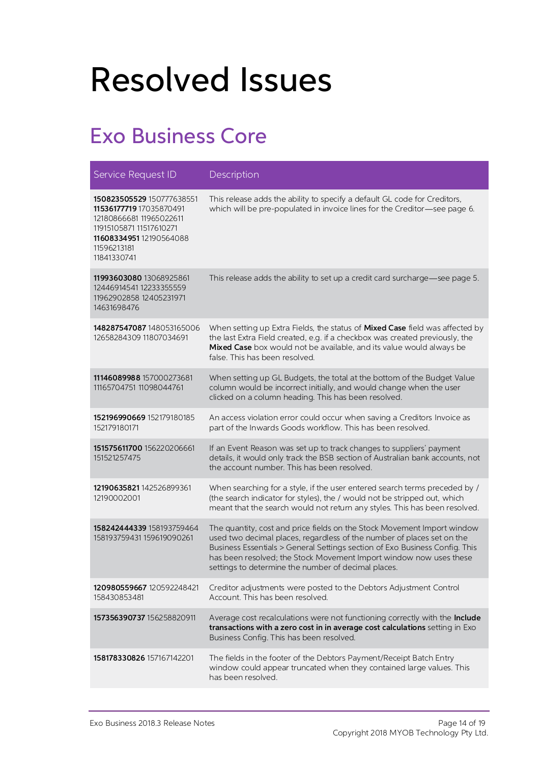# Resolved Issues

## Exo Business Core

| Service Request ID | Description |
|---|---|
| **150823505529** 150777638551 **11536177719** 17035870491 12180866681 11965022611 11915105871 11517610271 **11608334951** 12190564088 11596213181 11841330741 | This release adds the ability to specify a default GL code for Creditors, which will be pre-populated in invoice lines for the Creditor—see page 6. |
| **11993603080** 13068925861 12446914541 12233355559 11962902858 12405231971 14631698476 | This release adds the ability to set up a credit card surcharge—see page 5. |
| **148287547087** 148053165006 12658284309 11807034691 | When setting up Extra Fields, the status of **Mixed Case** field was affected by the last Extra Field created, e.g. if a checkbox was created previously, the **Mixed Case** box would not be available, and its value would always be false. This has been resolved. |
| **11146089988** 157000273681 11165704751 11098044761 | When setting up GL Budgets, the total at the bottom of the Budget Value column would be incorrect initially, and would change when the user clicked on a column heading. This has been resolved. |
| **152196990669** 152179180185 152179180171 | An access violation error could occur when saving a Creditors Invoice as part of the Inwards Goods workflow. This has been resolved. |
| **151575611700** 156220206661 151521257475 | If an Event Reason was set up to track changes to suppliers' payment details, it would only track the BSB section of Australian bank accounts, not the account number. This has been resolved. |
| **12190635821** 142526899361 12190002001 | When searching for a style, if the user entered search terms preceded by / (the search indicator for styles), the / would not be stripped out, which meant that the search would not return any styles. This has been resolved. |
| **158242444339** 158193759464 158193759431 159619090261 | The quantity, cost and price fields on the Stock Movement Import window used two decimal places, regardless of the number of places set on the Business Essentials > General Settings section of Exo Business Config. This has been resolved; the Stock Movement Import window now uses these settings to determine the number of decimal places. |
| **120980559667** 120592248421 158430853481 | Creditor adjustments were posted to the Debtors Adjustment Control Account. This has been resolved. |
| **157356390737** 156258820911 | Average cost recalculations were not functioning correctly with the **Include transactions with a zero cost in in average cost calculations** setting in Exo Business Config. This has been resolved. |
| **158178330826** 157167142201 | The fields in the footer of the Debtors Payment/Receipt Batch Entry window could appear truncated when they contained large values. This has been resolved. |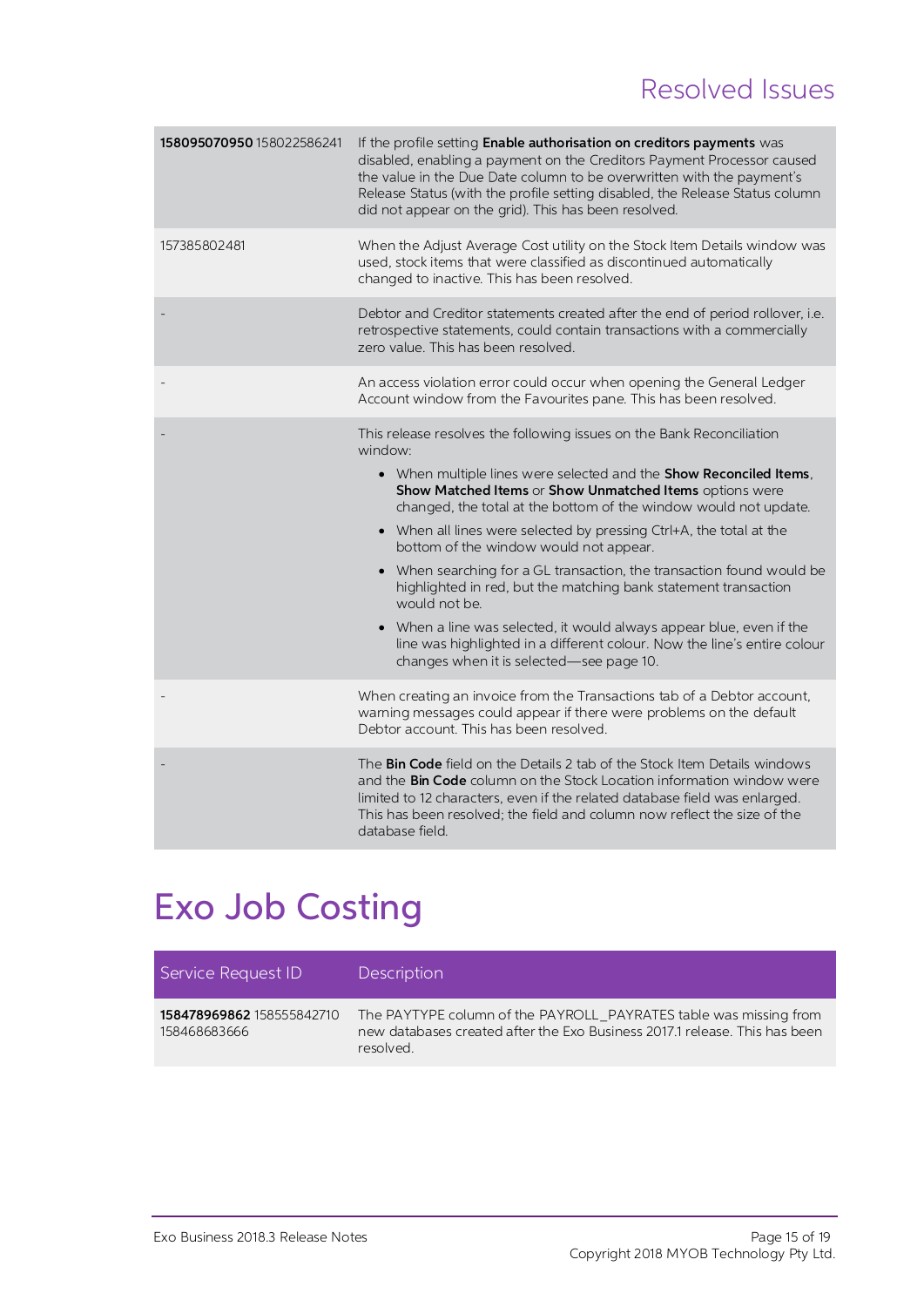| | |
|---|---|
| **158095070950** 158022586241 | If the profile setting **Enable authorisation on creditors payments** was disabled, enabling a payment on the Creditors Payment Processor caused the value in the Due Date column to be overwritten with the payment's Release Status (with the profile setting disabled, the Release Status column did not appear on the grid). This has been resolved. |
| 157385802481 | When the Adjust Average Cost utility on the Stock Item Details window was used, stock items that were classified as discontinued automatically changed to inactive. This has been resolved. |
| - | Debtor and Creditor statements created after the end of period rollover, i.e. retrospective statements, could contain transactions with a commercially zero value. This has been resolved. |
| - | An access violation error could occur when opening the General Ledger Account window from the Favourites pane. This has been resolved. |
| - | This release resolves the following issues on the Bank Reconciliation window:<br>• When multiple lines were selected and the **Show Reconciled Items**, **Show Matched Items** or **Show Unmatched Items** options were changed, the total at the bottom of the window would not update.<br>• When all lines were selected by pressing Ctrl+A, the total at the bottom of the window would not appear.<br>• When searching for a GL transaction, the transaction found would be highlighted in red, but the matching bank statement transaction would not be.<br>• When a line was selected, it would always appear blue, even if the line was highlighted in a different colour. Now the line's entire colour changes when it is selected—see page 10. |
| - | When creating an invoice from the Transactions tab of a Debtor account, warning messages could appear if there were problems on the default Debtor account. This has been resolved. |
| - | The **Bin Code** field on the Details 2 tab of the Stock Item Details windows and the **Bin Code** column on the Stock Location information window were limited to 12 characters, even if the related database field was enlarged. This has been resolved; the field and column now reflect the size of the database field. |

# Exo Job Costing

| Service Request ID | Description |
|---|---|
| **158478969862** 158555842710 158468683666 | The PAYTYPE column of the PAYROLL_PAYRATES table was missing from new databases created after the Exo Business 2017.1 release. This has been resolved. |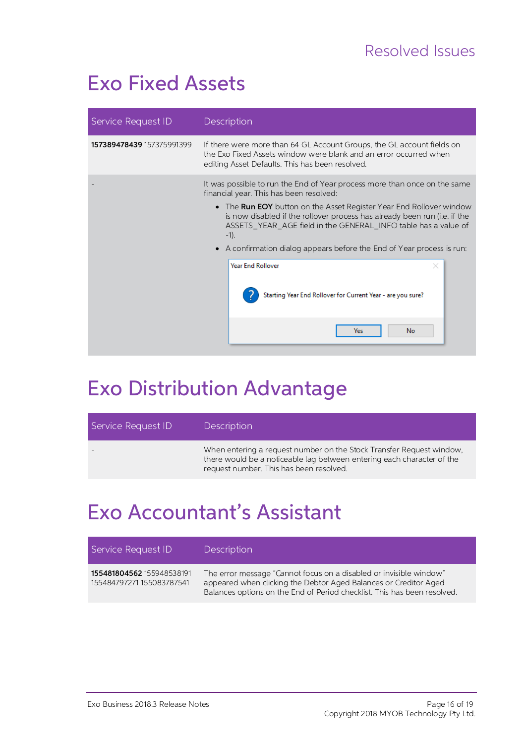# Exo Fixed Assets

| Service Request ID | Description |
|---|---|
| **157389478439** 157375991399 | If there were more than 64 GL Account Groups, the GL account fields on the Exo Fixed Assets window were blank and an error occurred when editing Asset Defaults. This has been resolved. |
| - | It was possible to run the End of Year process more than once on the same financial year. This has been resolved:<br>• The **Run EOY** button on the Asset Register Year End Rollover window is now disabled if the rollover process has already been run (i.e. if the ASSETS_YEAR_AGE field in the GENERAL_INFO table has a value of -1).<br>• A confirmation dialog appears before the End of Year process is run:<br>Year End Rollover<br>Starting Year End Rollover for Current Year - are you sure?<br>Yes No |

# Exo Distribution Advantage

| Service Request ID | Description |
|---|---|
| - | When entering a request number on the Stock Transfer Request window, there would be a noticeable lag between entering each character of the request number. This has been resolved. |

# Exo Accountant's Assistant

| Service Request ID | Description |
|---|---|
| **155481804562** 155948538191 155484797271 155083787541 | The error message "Cannot focus on a disabled or invisible window" appeared when clicking the Debtor Aged Balances or Creditor Aged Balances options on the End of Period checklist. This has been resolved. |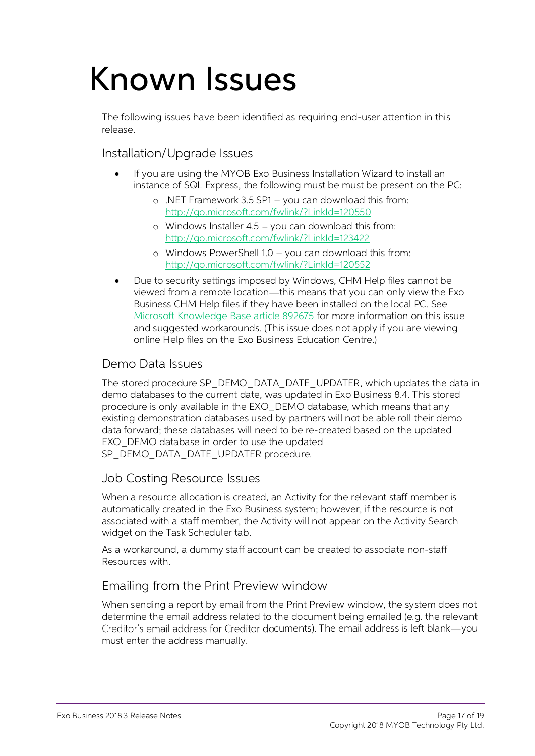# Known Issues

The following issues have been identified as requiring end-user attention in this release.

## Installation/Upgrade Issues

- If you are using the MYOB Exo Business Installation Wizard to install an instance of SQL Express, the following must be must be present on the PC:
  - .NET Framework 3.5 SP1 – you can download this from: [http://go.microsoft.com/fwlink/?LinkId=120550](http://go.microsoft.com/fwlink/?LinkId=120550)
  - Windows Installer 4.5 – you can download this from: [http://go.microsoft.com/fwlink/?LinkId=123422](http://go.microsoft.com/fwlink/?LinkId=123422)
  - Windows PowerShell 1.0 – you can download this from: [http://go.microsoft.com/fwlink/?LinkId=120552](http://go.microsoft.com/fwlink/?LinkId=120552)
- Due to security settings imposed by Windows, CHM Help files cannot be viewed from a remote location—this means that you can only view the Exo Business CHM Help files if they have been installed on the local PC. See Microsoft Knowledge Base article 892675 for more information on this issue and suggested workarounds. (This issue does not apply if you are viewing online Help files on the Exo Business Education Centre.)

## Demo Data Issues

The stored procedure SP_DEMO_DATA_DATE_UPDATER, which updates the data in demo databases to the current date, was updated in Exo Business 8.4. This stored procedure is only available in the EXO_DEMO database, which means that any existing demonstration databases used by partners will not be able roll their demo data forward; these databases will need to be re-created based on the updated EXO_DEMO database in order to use the updated SP_DEMO_DATA_DATE_UPDATER procedure.

## Job Costing Resource Issues

When a resource allocation is created, an Activity for the relevant staff member is automatically created in the Exo Business system; however, if the resource is not associated with a staff member, the Activity will not appear on the Activity Search widget on the Task Scheduler tab.

As a workaround, a dummy staff account can be created to associate non-staff Resources with.

## Emailing from the Print Preview window

When sending a report by email from the Print Preview window, the system does not determine the email address related to the document being emailed (e.g. the relevant Creditor's email address for Creditor documents). The email address is left blank—you must enter the address manually.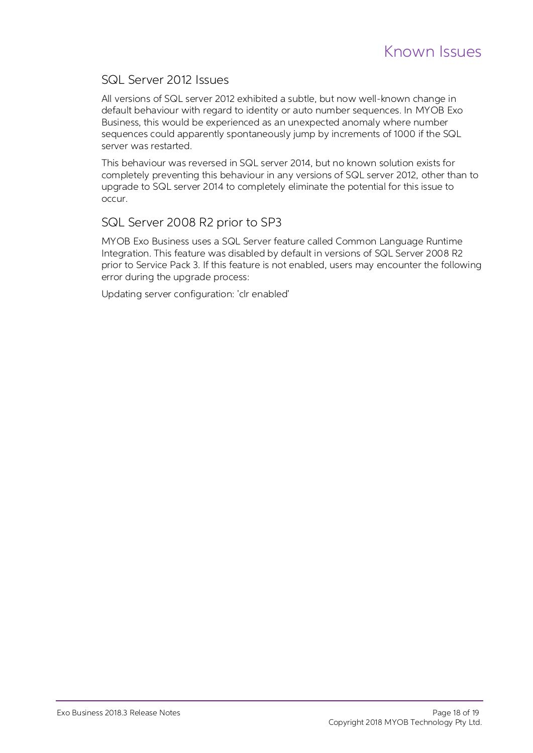# Known Issues

## SQL Server 2012 Issues

All versions of SQL server 2012 exhibited a subtle, but now well-known change in default behaviour with regard to identity or auto number sequences. In MYOB Exo Business, this would be experienced as an unexpected anomaly where number sequences could apparently spontaneously jump by increments of 1000 if the SQL server was restarted.

This behaviour was reversed in SQL server 2014, but no known solution exists for completely preventing this behaviour in any versions of SQL server 2012, other than to upgrade to SQL server 2014 to completely eliminate the potential for this issue to occur.

## SQL Server 2008 R2 prior to SP3

MYOB Exo Business uses a SQL Server feature called Common Language Runtime Integration. This feature was disabled by default in versions of SQL Server 2008 R2 prior to Service Pack 3. If this feature is not enabled, users may encounter the following error during the upgrade process:

Updating server configuration: 'clr enabled'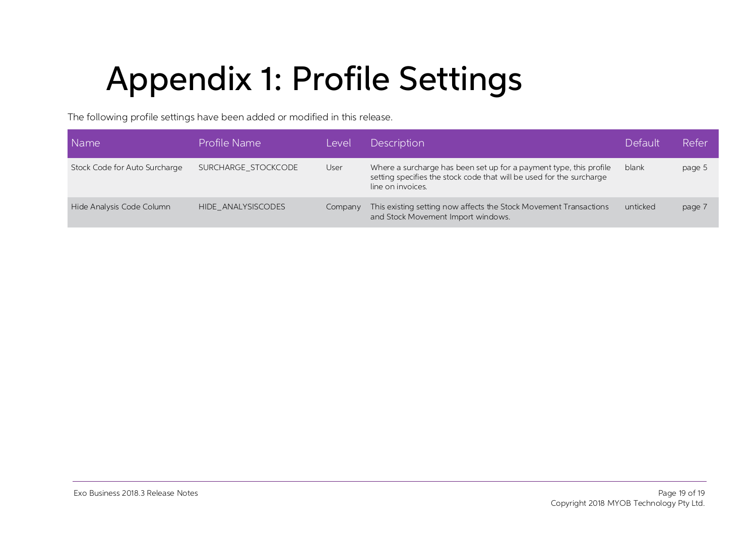# Appendix 1: Profile Settings

The following profile settings have been added or modified in this release.

| Name | Profile Name | Level | Description | Default | Refer |
|---|---|---|---|---|---|
| Stock Code for Auto Surcharge | SURCHARGE_STOCKCODE | User | Where a surcharge has been set up for a payment type, this profile setting specifies the stock code that will be used for the surcharge line on invoices. | blank | page 5 |
| Hide Analysis Code Column | HIDE_ANALYSISCODES | Company | This existing setting now affects the Stock Movement Transactions and Stock Movement Import windows. | unticked | page 7 |